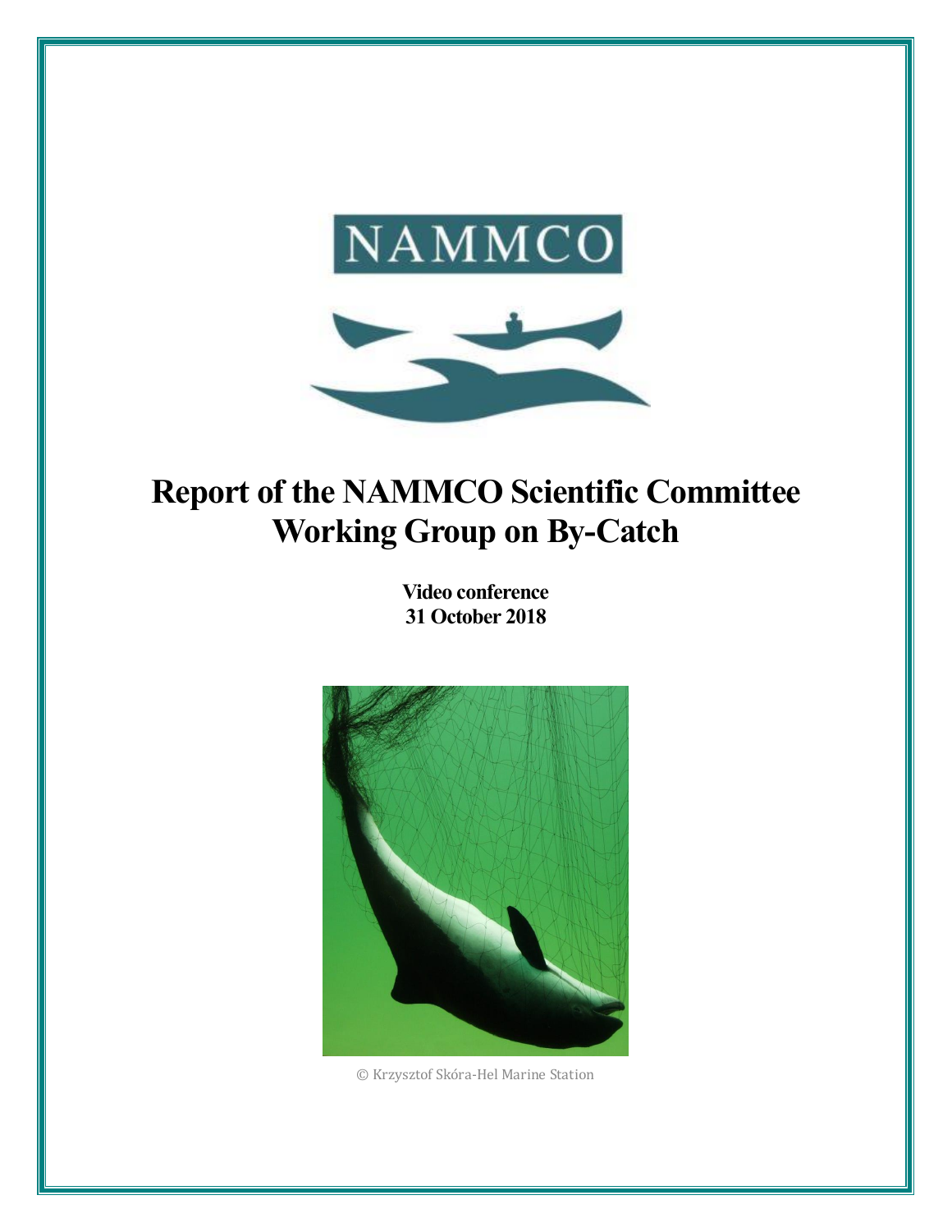NAMMCO

# Report of the NAMMCO Scientific Committee Working Group on By-Catch

**Video conference**
**31 October 2018**

© Krzysztof Skóra-Hel Marine Station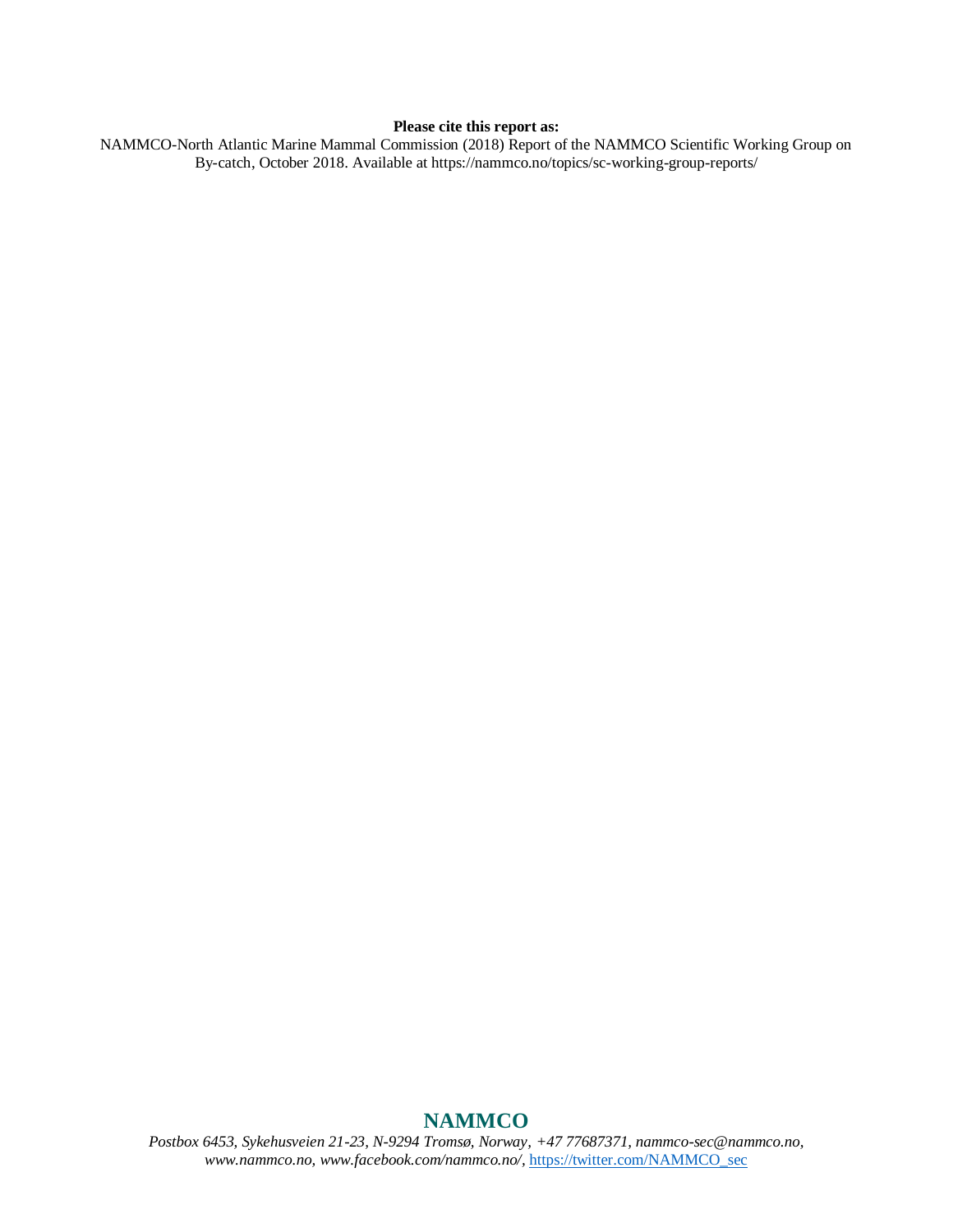**Please cite this report as:**

NAMMCO-North Atlantic Marine Mammal Commission (2018) Report of the NAMMCO Scientific Working Group on By-catch, October 2018. Available at https://nammco.no/topics/sc-working-group-reports/

**NAMMCO**

*Postbox 6453, Sykehusveien 21-23, N-9294 Tromsø, Norway, +47 77687371, nammco-sec@nammco.no, www.nammco.no, www.facebook.com/nammco.no/,* https://twitter.com/NAMMCO_sec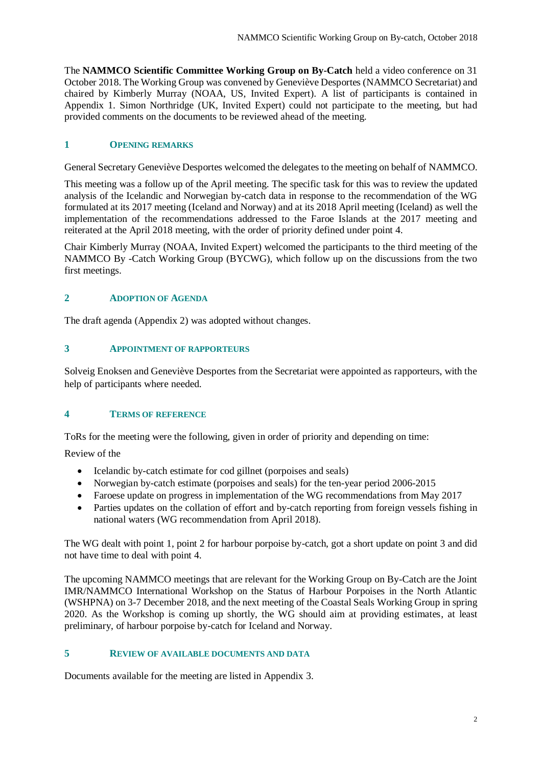The **NAMMCO Scientific Committee Working Group on By-Catch** held a video conference on 31 October 2018. The Working Group was convened by Geneviève Desportes (NAMMCO Secretariat) and chaired by Kimberly Murray (NOAA, US, Invited Expert). A list of participants is contained in Appendix 1. Simon Northridge (UK, Invited Expert) could not participate to the meeting, but had provided comments on the documents to be reviewed ahead of the meeting.

## 1 OPENING REMARKS

General Secretary Geneviève Desportes welcomed the delegates to the meeting on behalf of NAMMCO.

This meeting was a follow up of the April meeting. The specific task for this was to review the updated analysis of the Icelandic and Norwegian by-catch data in response to the recommendation of the WG formulated at its 2017 meeting (Iceland and Norway) and at its 2018 April meeting (Iceland) as well the implementation of the recommendations addressed to the Faroe Islands at the 2017 meeting and reiterated at the April 2018 meeting, with the order of priority defined under point 4.

Chair Kimberly Murray (NOAA, Invited Expert) welcomed the participants to the third meeting of the NAMMCO By -Catch Working Group (BYCWG), which follow up on the discussions from the two first meetings.

## 2 ADOPTION OF AGENDA

The draft agenda (Appendix 2) was adopted without changes.

## 3 APPOINTMENT OF RAPPORTEURS

Solveig Enoksen and Geneviève Desportes from the Secretariat were appointed as rapporteurs, with the help of participants where needed.

## 4 TERMS OF REFERENCE

ToRs for the meeting were the following, given in order of priority and depending on time:

Review of the

- Icelandic by-catch estimate for cod gillnet (porpoises and seals)
- Norwegian by-catch estimate (porpoises and seals) for the ten-year period 2006-2015
- Faroese update on progress in implementation of the WG recommendations from May 2017
- Parties updates on the collation of effort and by-catch reporting from foreign vessels fishing in national waters (WG recommendation from April 2018).

The WG dealt with point 1, point 2 for harbour porpoise by-catch, got a short update on point 3 and did not have time to deal with point 4.

The upcoming NAMMCO meetings that are relevant for the Working Group on By-Catch are the Joint IMR/NAMMCO International Workshop on the Status of Harbour Porpoises in the North Atlantic (WSHPNA) on 3-7 December 2018, and the next meeting of the Coastal Seals Working Group in spring 2020. As the Workshop is coming up shortly, the WG should aim at providing estimates, at least preliminary, of harbour porpoise by-catch for Iceland and Norway.

## 5 REVIEW OF AVAILABLE DOCUMENTS AND DATA

Documents available for the meeting are listed in Appendix 3.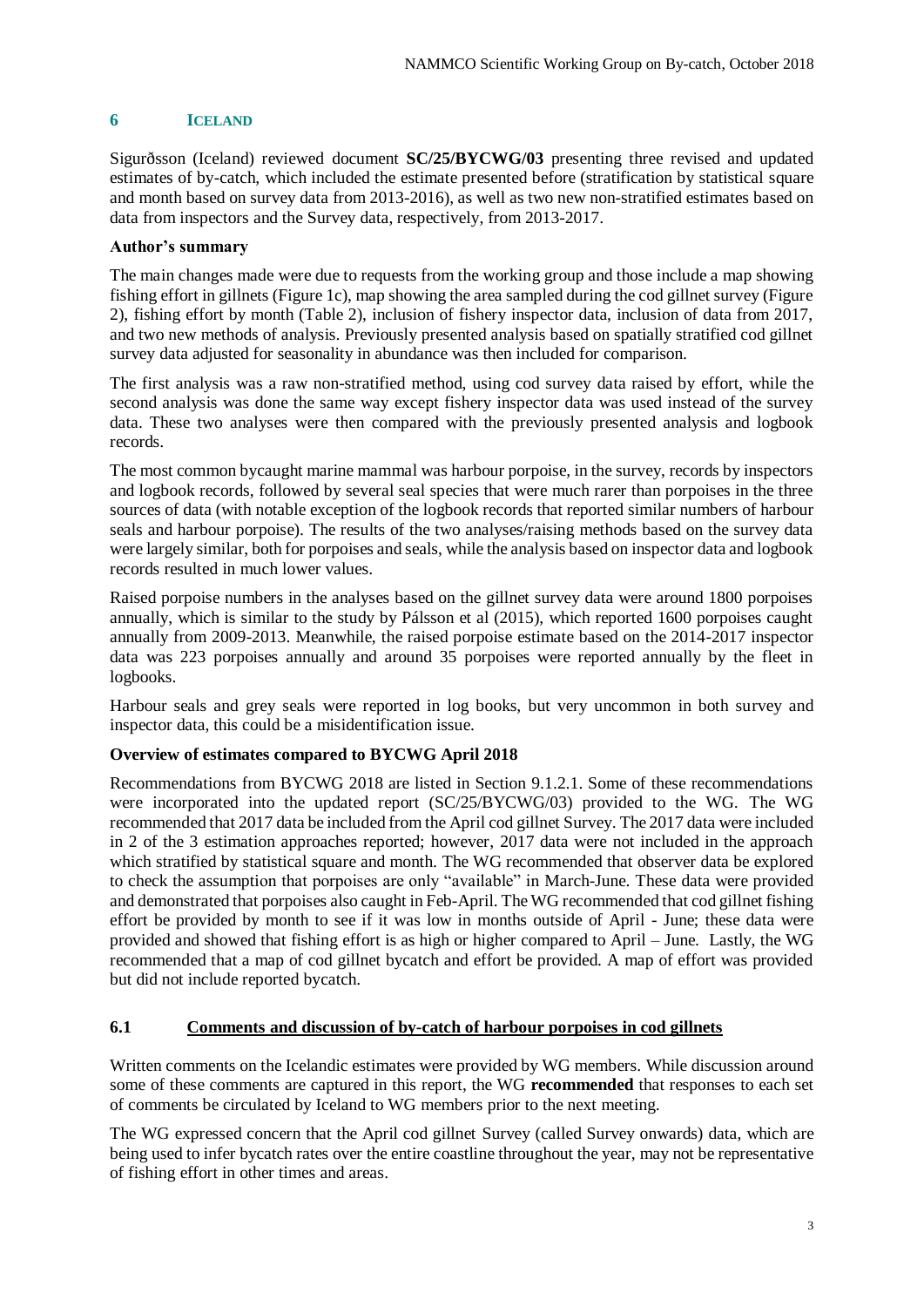## 6 ICELAND

Sigurðsson (Iceland) reviewed document **SC/25/BYCWG/03** presenting three revised and updated estimates of by-catch, which included the estimate presented before (stratification by statistical square and month based on survey data from 2013-2016), as well as two new non-stratified estimates based on data from inspectors and the Survey data, respectively, from 2013-2017.

**Author's summary**

The main changes made were due to requests from the working group and those include a map showing fishing effort in gillnets (Figure 1c), map showing the area sampled during the cod gillnet survey (Figure 2), fishing effort by month (Table 2), inclusion of fishery inspector data, inclusion of data from 2017, and two new methods of analysis. Previously presented analysis based on spatially stratified cod gillnet survey data adjusted for seasonality in abundance was then included for comparison.

The first analysis was a raw non-stratified method, using cod survey data raised by effort, while the second analysis was done the same way except fishery inspector data was used instead of the survey data. These two analyses were then compared with the previously presented analysis and logbook records.

The most common bycaught marine mammal was harbour porpoise, in the survey, records by inspectors and logbook records, followed by several seal species that were much rarer than porpoises in the three sources of data (with notable exception of the logbook records that reported similar numbers of harbour seals and harbour porpoise). The results of the two analyses/raising methods based on the survey data were largely similar, both for porpoises and seals, while the analysis based on inspector data and logbook records resulted in much lower values.

Raised porpoise numbers in the analyses based on the gillnet survey data were around 1800 porpoises annually, which is similar to the study by Pálsson et al (2015), which reported 1600 porpoises caught annually from 2009-2013. Meanwhile, the raised porpoise estimate based on the 2014-2017 inspector data was 223 porpoises annually and around 35 porpoises were reported annually by the fleet in logbooks.

Harbour seals and grey seals were reported in log books, but very uncommon in both survey and inspector data, this could be a misidentification issue.

**Overview of estimates compared to BYCWG April 2018**

Recommendations from BYCWG 2018 are listed in Section 9.1.2.1. Some of these recommendations were incorporated into the updated report (SC/25/BYCWG/03) provided to the WG. The WG recommended that 2017 data be included from the April cod gillnet Survey. The 2017 data were included in 2 of the 3 estimation approaches reported; however, 2017 data were not included in the approach which stratified by statistical square and month. The WG recommended that observer data be explored to check the assumption that porpoises are only "available" in March-June. These data were provided and demonstrated that porpoises also caught in Feb-April. The WG recommended that cod gillnet fishing effort be provided by month to see if it was low in months outside of April - June; these data were provided and showed that fishing effort is as high or higher compared to April – June. Lastly, the WG recommended that a map of cod gillnet bycatch and effort be provided. A map of effort was provided but did not include reported bycatch.

### 6.1 Comments and discussion of by-catch of harbour porpoises in cod gillnets

Written comments on the Icelandic estimates were provided by WG members. While discussion around some of these comments are captured in this report, the WG **recommended** that responses to each set of comments be circulated by Iceland to WG members prior to the next meeting.

The WG expressed concern that the April cod gillnet Survey (called Survey onwards) data, which are being used to infer bycatch rates over the entire coastline throughout the year, may not be representative of fishing effort in other times and areas.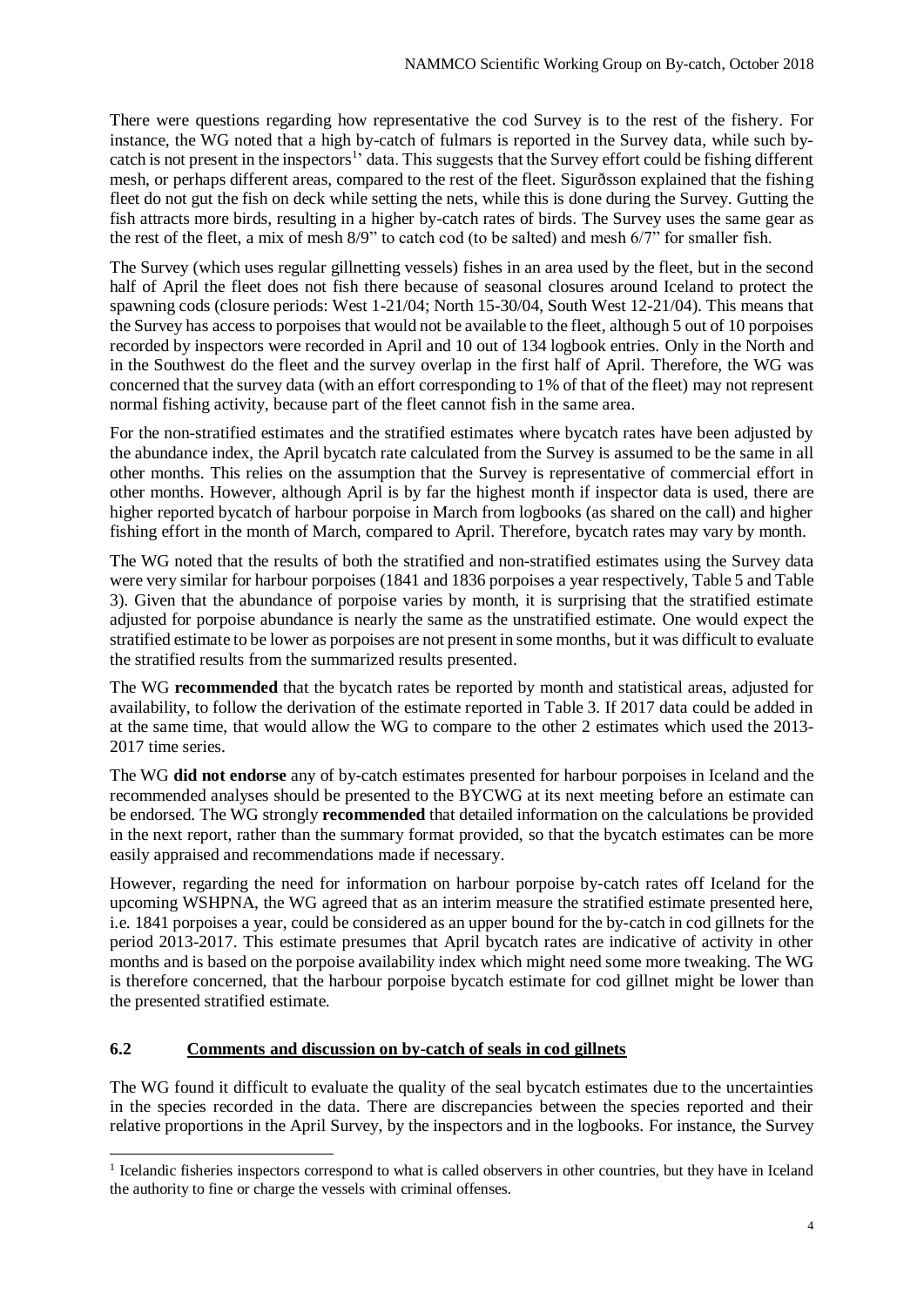There were questions regarding how representative the cod Survey is to the rest of the fishery. For instance, the WG noted that a high by-catch of fulmars is reported in the Survey data, while such by-catch is not present in the inspectors[1]' data. This suggests that the Survey effort could be fishing different mesh, or perhaps different areas, compared to the rest of the fleet. Sigurðsson explained that the fishing fleet do not gut the fish on deck while setting the nets, while this is done during the Survey. Gutting the fish attracts more birds, resulting in a higher by-catch rates of birds. The Survey uses the same gear as the rest of the fleet, a mix of mesh 8/9" to catch cod (to be salted) and mesh 6/7" for smaller fish.

The Survey (which uses regular gillnetting vessels) fishes in an area used by the fleet, but in the second half of April the fleet does not fish there because of seasonal closures around Iceland to protect the spawning cods (closure periods: West 1-21/04; North 15-30/04, South West 12-21/04). This means that the Survey has access to porpoises that would not be available to the fleet, although 5 out of 10 porpoises recorded by inspectors were recorded in April and 10 out of 134 logbook entries. Only in the North and in the Southwest do the fleet and the survey overlap in the first half of April. Therefore, the WG was concerned that the survey data (with an effort corresponding to 1% of that of the fleet) may not represent normal fishing activity, because part of the fleet cannot fish in the same area.

For the non-stratified estimates and the stratified estimates where bycatch rates have been adjusted by the abundance index, the April bycatch rate calculated from the Survey is assumed to be the same in all other months. This relies on the assumption that the Survey is representative of commercial effort in other months. However, although April is by far the highest month if inspector data is used, there are higher reported bycatch of harbour porpoise in March from logbooks (as shared on the call) and higher fishing effort in the month of March, compared to April. Therefore, bycatch rates may vary by month.

The WG noted that the results of both the stratified and non-stratified estimates using the Survey data were very similar for harbour porpoises (1841 and 1836 porpoises a year respectively, Table 5 and Table 3). Given that the abundance of porpoise varies by month, it is surprising that the stratified estimate adjusted for porpoise abundance is nearly the same as the unstratified estimate. One would expect the stratified estimate to be lower as porpoises are not present in some months, but it was difficult to evaluate the stratified results from the summarized results presented.

The WG **recommended** that the bycatch rates be reported by month and statistical areas, adjusted for availability, to follow the derivation of the estimate reported in Table 3. If 2017 data could be added in at the same time, that would allow the WG to compare to the other 2 estimates which used the 2013-2017 time series.

The WG **did not endorse** any of by-catch estimates presented for harbour porpoises in Iceland and the recommended analyses should be presented to the BYCWG at its next meeting before an estimate can be endorsed. The WG strongly **recommended** that detailed information on the calculations be provided in the next report, rather than the summary format provided, so that the bycatch estimates can be more easily appraised and recommendations made if necessary.

However, regarding the need for information on harbour porpoise by-catch rates off Iceland for the upcoming WSHPNA, the WG agreed that as an interim measure the stratified estimate presented here, i.e. 1841 porpoises a year, could be considered as an upper bound for the by-catch in cod gillnets for the period 2013-2017. This estimate presumes that April bycatch rates are indicative of activity in other months and is based on the porpoise availability index which might need some more tweaking. The WG is therefore concerned, that the harbour porpoise bycatch estimate for cod gillnet might be lower than the presented stratified estimate.

### 6.2 Comments and discussion on by-catch of seals in cod gillnets

The WG found it difficult to evaluate the quality of the seal bycatch estimates due to the uncertainties in the species recorded in the data. There are discrepancies between the species reported and their relative proportions in the April Survey, by the inspectors and in the logbooks. For instance, the Survey

[1] Icelandic fisheries inspectors correspond to what is called observers in other countries, but they have in Iceland the authority to fine or charge the vessels with criminal offenses.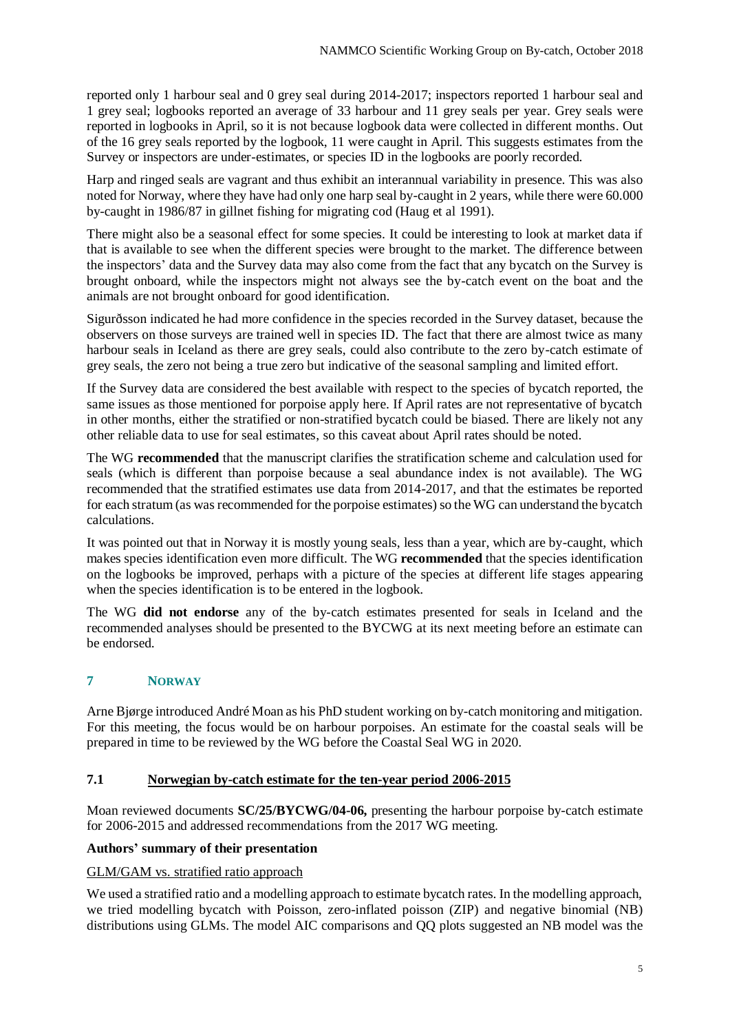reported only 1 harbour seal and 0 grey seal during 2014-2017; inspectors reported 1 harbour seal and 1 grey seal; logbooks reported an average of 33 harbour and 11 grey seals per year. Grey seals were reported in logbooks in April, so it is not because logbook data were collected in different months. Out of the 16 grey seals reported by the logbook, 11 were caught in April. This suggests estimates from the Survey or inspectors are under-estimates, or species ID in the logbooks are poorly recorded.

Harp and ringed seals are vagrant and thus exhibit an interannual variability in presence. This was also noted for Norway, where they have had only one harp seal by-caught in 2 years, while there were 60.000 by-caught in 1986/87 in gillnet fishing for migrating cod (Haug et al 1991).

There might also be a seasonal effect for some species. It could be interesting to look at market data if that is available to see when the different species were brought to the market. The difference between the inspectors' data and the Survey data may also come from the fact that any bycatch on the Survey is brought onboard, while the inspectors might not always see the by-catch event on the boat and the animals are not brought onboard for good identification.

Sigurðsson indicated he had more confidence in the species recorded in the Survey dataset, because the observers on those surveys are trained well in species ID. The fact that there are almost twice as many harbour seals in Iceland as there are grey seals, could also contribute to the zero by-catch estimate of grey seals, the zero not being a true zero but indicative of the seasonal sampling and limited effort.

If the Survey data are considered the best available with respect to the species of bycatch reported, the same issues as those mentioned for porpoise apply here. If April rates are not representative of bycatch in other months, either the stratified or non-stratified bycatch could be biased. There are likely not any other reliable data to use for seal estimates, so this caveat about April rates should be noted.

The WG **recommended** that the manuscript clarifies the stratification scheme and calculation used for seals (which is different than porpoise because a seal abundance index is not available). The WG recommended that the stratified estimates use data from 2014-2017, and that the estimates be reported for each stratum (as was recommended for the porpoise estimates) so the WG can understand the bycatch calculations.

It was pointed out that in Norway it is mostly young seals, less than a year, which are by-caught, which makes species identification even more difficult. The WG **recommended** that the species identification on the logbooks be improved, perhaps with a picture of the species at different life stages appearing when the species identification is to be entered in the logbook.

The WG **did not endorse** any of the by-catch estimates presented for seals in Iceland and the recommended analyses should be presented to the BYCWG at its next meeting before an estimate can be endorsed.

## 7 NORWAY

Arne Bjørge introduced André Moan as his PhD student working on by-catch monitoring and mitigation. For this meeting, the focus would be on harbour porpoises. An estimate for the coastal seals will be prepared in time to be reviewed by the WG before the Coastal Seal WG in 2020.

### 7.1 Norwegian by-catch estimate for the ten-year period 2006-2015

Moan reviewed documents **SC/25/BYCWG/04-06,** presenting the harbour porpoise by-catch estimate for 2006-2015 and addressed recommendations from the 2017 WG meeting.

**Authors' summary of their presentation**

GLM/GAM vs. stratified ratio approach

We used a stratified ratio and a modelling approach to estimate bycatch rates. In the modelling approach, we tried modelling bycatch with Poisson, zero-inflated poisson (ZIP) and negative binomial (NB) distributions using GLMs. The model AIC comparisons and QQ plots suggested an NB model was the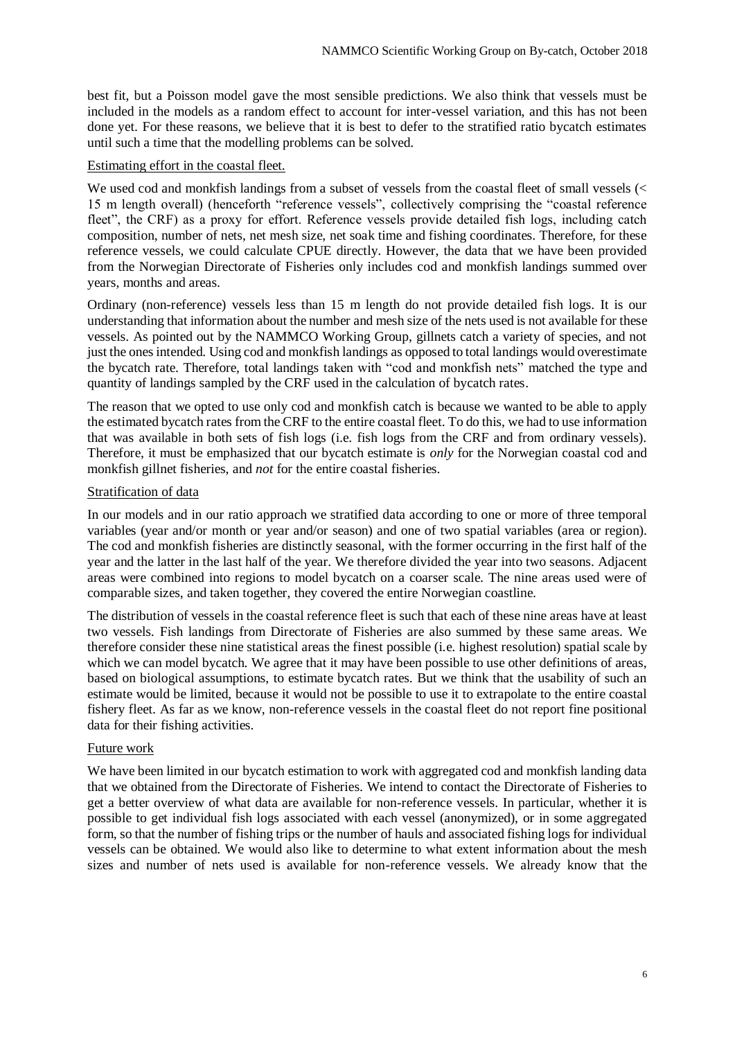best fit, but a Poisson model gave the most sensible predictions. We also think that vessels must be included in the models as a random effect to account for inter-vessel variation, and this has not been done yet. For these reasons, we believe that it is best to defer to the stratified ratio bycatch estimates until such a time that the modelling problems can be solved.

Estimating effort in the coastal fleet.

We used cod and monkfish landings from a subset of vessels from the coastal fleet of small vessels (< 15 m length overall) (henceforth "reference vessels", collectively comprising the "coastal reference fleet", the CRF) as a proxy for effort. Reference vessels provide detailed fish logs, including catch composition, number of nets, net mesh size, net soak time and fishing coordinates. Therefore, for these reference vessels, we could calculate CPUE directly. However, the data that we have been provided from the Norwegian Directorate of Fisheries only includes cod and monkfish landings summed over years, months and areas.

Ordinary (non-reference) vessels less than 15 m length do not provide detailed fish logs. It is our understanding that information about the number and mesh size of the nets used is not available for these vessels. As pointed out by the NAMMCO Working Group, gillnets catch a variety of species, and not just the ones intended. Using cod and monkfish landings as opposed to total landings would overestimate the bycatch rate. Therefore, total landings taken with "cod and monkfish nets" matched the type and quantity of landings sampled by the CRF used in the calculation of bycatch rates.

The reason that we opted to use only cod and monkfish catch is because we wanted to be able to apply the estimated bycatch rates from the CRF to the entire coastal fleet. To do this, we had to use information that was available in both sets of fish logs (i.e. fish logs from the CRF and from ordinary vessels). Therefore, it must be emphasized that our bycatch estimate is *only* for the Norwegian coastal cod and monkfish gillnet fisheries, and *not* for the entire coastal fisheries.

Stratification of data

In our models and in our ratio approach we stratified data according to one or more of three temporal variables (year and/or month or year and/or season) and one of two spatial variables (area or region). The cod and monkfish fisheries are distinctly seasonal, with the former occurring in the first half of the year and the latter in the last half of the year. We therefore divided the year into two seasons. Adjacent areas were combined into regions to model bycatch on a coarser scale. The nine areas used were of comparable sizes, and taken together, they covered the entire Norwegian coastline.

The distribution of vessels in the coastal reference fleet is such that each of these nine areas have at least two vessels. Fish landings from Directorate of Fisheries are also summed by these same areas. We therefore consider these nine statistical areas the finest possible (i.e. highest resolution) spatial scale by which we can model bycatch. We agree that it may have been possible to use other definitions of areas, based on biological assumptions, to estimate bycatch rates. But we think that the usability of such an estimate would be limited, because it would not be possible to use it to extrapolate to the entire coastal fishery fleet. As far as we know, non-reference vessels in the coastal fleet do not report fine positional data for their fishing activities.

Future work

We have been limited in our bycatch estimation to work with aggregated cod and monkfish landing data that we obtained from the Directorate of Fisheries. We intend to contact the Directorate of Fisheries to get a better overview of what data are available for non-reference vessels. In particular, whether it is possible to get individual fish logs associated with each vessel (anonymized), or in some aggregated form, so that the number of fishing trips or the number of hauls and associated fishing logs for individual vessels can be obtained. We would also like to determine to what extent information about the mesh sizes and number of nets used is available for non-reference vessels. We already know that the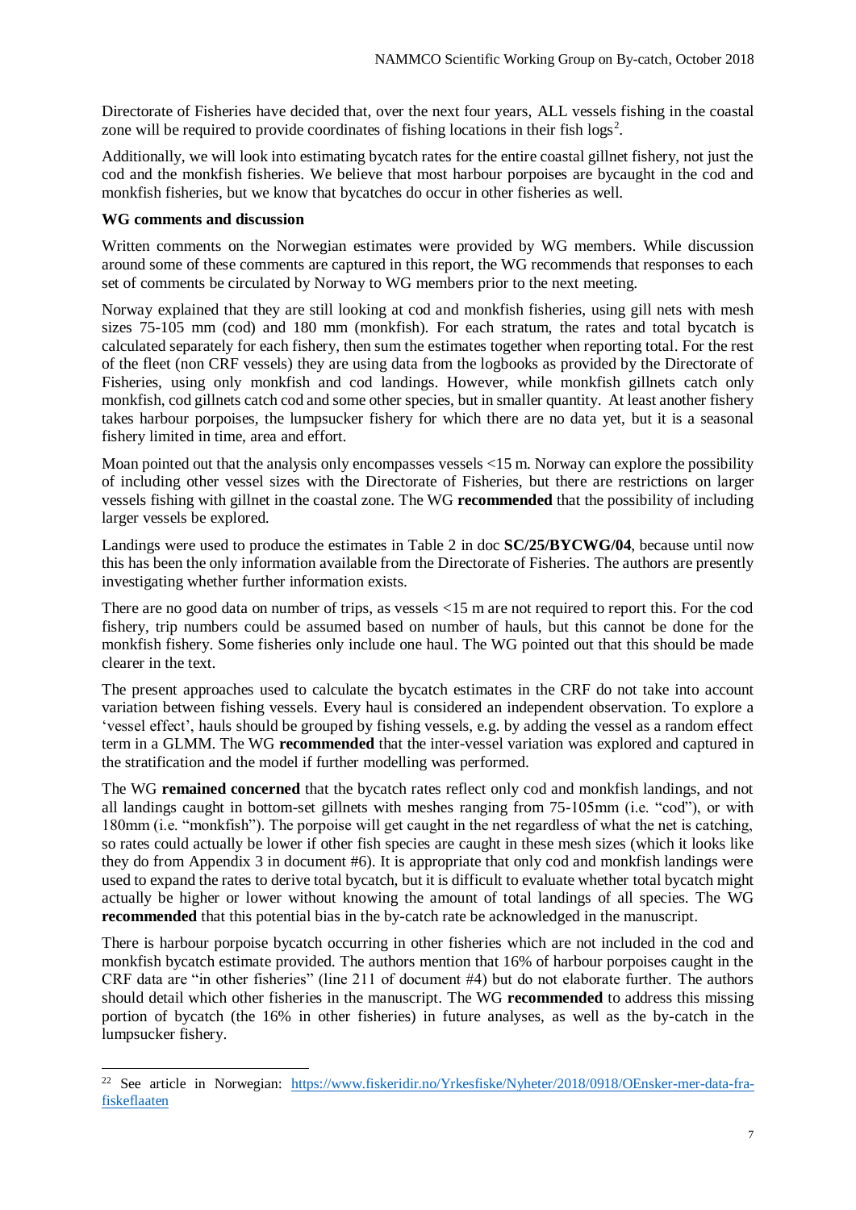Directorate of Fisheries have decided that, over the next four years, ALL vessels fishing in the coastal zone will be required to provide coordinates of fishing locations in their fish logs[2].

Additionally, we will look into estimating bycatch rates for the entire coastal gillnet fishery, not just the cod and the monkfish fisheries. We believe that most harbour porpoises are bycaught in the cod and monkfish fisheries, but we know that bycatches do occur in other fisheries as well.

**WG comments and discussion**

Written comments on the Norwegian estimates were provided by WG members. While discussion around some of these comments are captured in this report, the WG recommends that responses to each set of comments be circulated by Norway to WG members prior to the next meeting.

Norway explained that they are still looking at cod and monkfish fisheries, using gill nets with mesh sizes 75-105 mm (cod) and 180 mm (monkfish). For each stratum, the rates and total bycatch is calculated separately for each fishery, then sum the estimates together when reporting total. For the rest of the fleet (non CRF vessels) they are using data from the logbooks as provided by the Directorate of Fisheries, using only monkfish and cod landings. However, while monkfish gillnets catch only monkfish, cod gillnets catch cod and some other species, but in smaller quantity. At least another fishery takes harbour porpoises, the lumpsucker fishery for which there are no data yet, but it is a seasonal fishery limited in time, area and effort.

Moan pointed out that the analysis only encompasses vessels <15 m. Norway can explore the possibility of including other vessel sizes with the Directorate of Fisheries, but there are restrictions on larger vessels fishing with gillnet in the coastal zone. The WG **recommended** that the possibility of including larger vessels be explored.

Landings were used to produce the estimates in Table 2 in doc **SC/25/BYCWG/04**, because until now this has been the only information available from the Directorate of Fisheries. The authors are presently investigating whether further information exists.

There are no good data on number of trips, as vessels <15 m are not required to report this. For the cod fishery, trip numbers could be assumed based on number of hauls, but this cannot be done for the monkfish fishery. Some fisheries only include one haul. The WG pointed out that this should be made clearer in the text.

The present approaches used to calculate the bycatch estimates in the CRF do not take into account variation between fishing vessels. Every haul is considered an independent observation. To explore a 'vessel effect', hauls should be grouped by fishing vessels, e.g. by adding the vessel as a random effect term in a GLMM. The WG **recommended** that the inter-vessel variation was explored and captured in the stratification and the model if further modelling was performed.

The WG **remained concerned** that the bycatch rates reflect only cod and monkfish landings, and not all landings caught in bottom-set gillnets with meshes ranging from 75-105mm (i.e. "cod"), or with 180mm (i.e. "monkfish"). The porpoise will get caught in the net regardless of what the net is catching, so rates could actually be lower if other fish species are caught in these mesh sizes (which it looks like they do from Appendix 3 in document #6). It is appropriate that only cod and monkfish landings were used to expand the rates to derive total bycatch, but it is difficult to evaluate whether total bycatch might actually be higher or lower without knowing the amount of total landings of all species. The WG **recommended** that this potential bias in the by-catch rate be acknowledged in the manuscript.

There is harbour porpoise bycatch occurring in other fisheries which are not included in the cod and monkfish bycatch estimate provided. The authors mention that 16% of harbour porpoises caught in the CRF data are "in other fisheries" (line 211 of document #4) but do not elaborate further. The authors should detail which other fisheries in the manuscript. The WG **recommended** to address this missing portion of bycatch (the 16% in other fisheries) in future analyses, as well as the by-catch in the lumpsucker fishery.

---

[22] See article in Norwegian: https://www.fiskeridir.no/Yrkesfiske/Nyheter/2018/0918/OEnsker-mer-data-fra-fiskeflaaten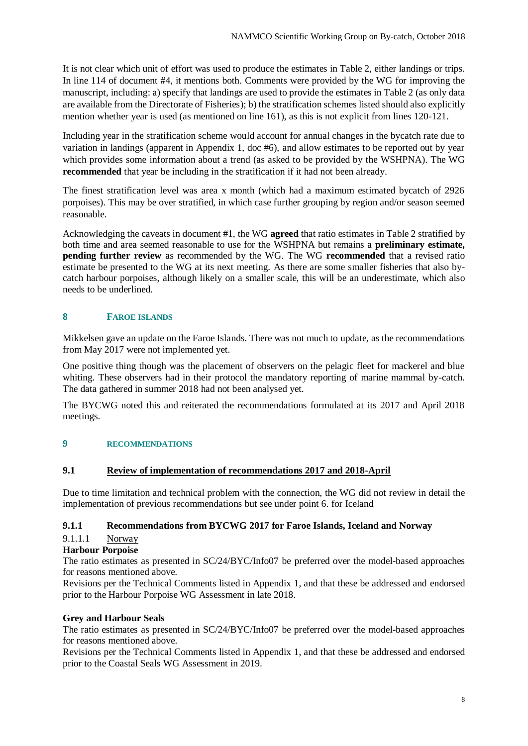It is not clear which unit of effort was used to produce the estimates in Table 2, either landings or trips. In line 114 of document #4, it mentions both. Comments were provided by the WG for improving the manuscript, including: a) specify that landings are used to provide the estimates in Table 2 (as only data are available from the Directorate of Fisheries); b) the stratification schemes listed should also explicitly mention whether year is used (as mentioned on line 161), as this is not explicit from lines 120-121.

Including year in the stratification scheme would account for annual changes in the bycatch rate due to variation in landings (apparent in Appendix 1, doc #6), and allow estimates to be reported out by year which provides some information about a trend (as asked to be provided by the WSHPNA). The WG **recommended** that year be including in the stratification if it had not been already.

The finest stratification level was area x month (which had a maximum estimated bycatch of 2926 porpoises). This may be over stratified, in which case further grouping by region and/or season seemed reasonable.

Acknowledging the caveats in document #1, the WG **agreed** that ratio estimates in Table 2 stratified by both time and area seemed reasonable to use for the WSHPNA but remains a **preliminary estimate, pending further review** as recommended by the WG. The WG **recommended** that a revised ratio estimate be presented to the WG at its next meeting. As there are some smaller fisheries that also by-catch harbour porpoises, although likely on a smaller scale, this will be an underestimate, which also needs to be underlined.

## 8 FAROE ISLANDS

Mikkelsen gave an update on the Faroe Islands. There was not much to update, as the recommendations from May 2017 were not implemented yet.

One positive thing though was the placement of observers on the pelagic fleet for mackerel and blue whiting. These observers had in their protocol the mandatory reporting of marine mammal by-catch. The data gathered in summer 2018 had not been analysed yet.

The BYCWG noted this and reiterated the recommendations formulated at its 2017 and April 2018 meetings.

## 9 RECOMMENDATIONS

### 9.1 Review of implementation of recommendations 2017 and 2018-April

Due to time limitation and technical problem with the connection, the WG did not review in detail the implementation of previous recommendations but see under point 6. for Iceland

#### 9.1.1 Recommendations from BYCWG 2017 for Faroe Islands, Iceland and Norway

##### 9.1.1.1 Norway

**Harbour Porpoise**

The ratio estimates as presented in SC/24/BYC/Info07 be preferred over the model-based approaches for reasons mentioned above.

Revisions per the Technical Comments listed in Appendix 1, and that these be addressed and endorsed prior to the Harbour Porpoise WG Assessment in late 2018.

**Grey and Harbour Seals**

The ratio estimates as presented in SC/24/BYC/Info07 be preferred over the model-based approaches for reasons mentioned above.

Revisions per the Technical Comments listed in Appendix 1, and that these be addressed and endorsed prior to the Coastal Seals WG Assessment in 2019.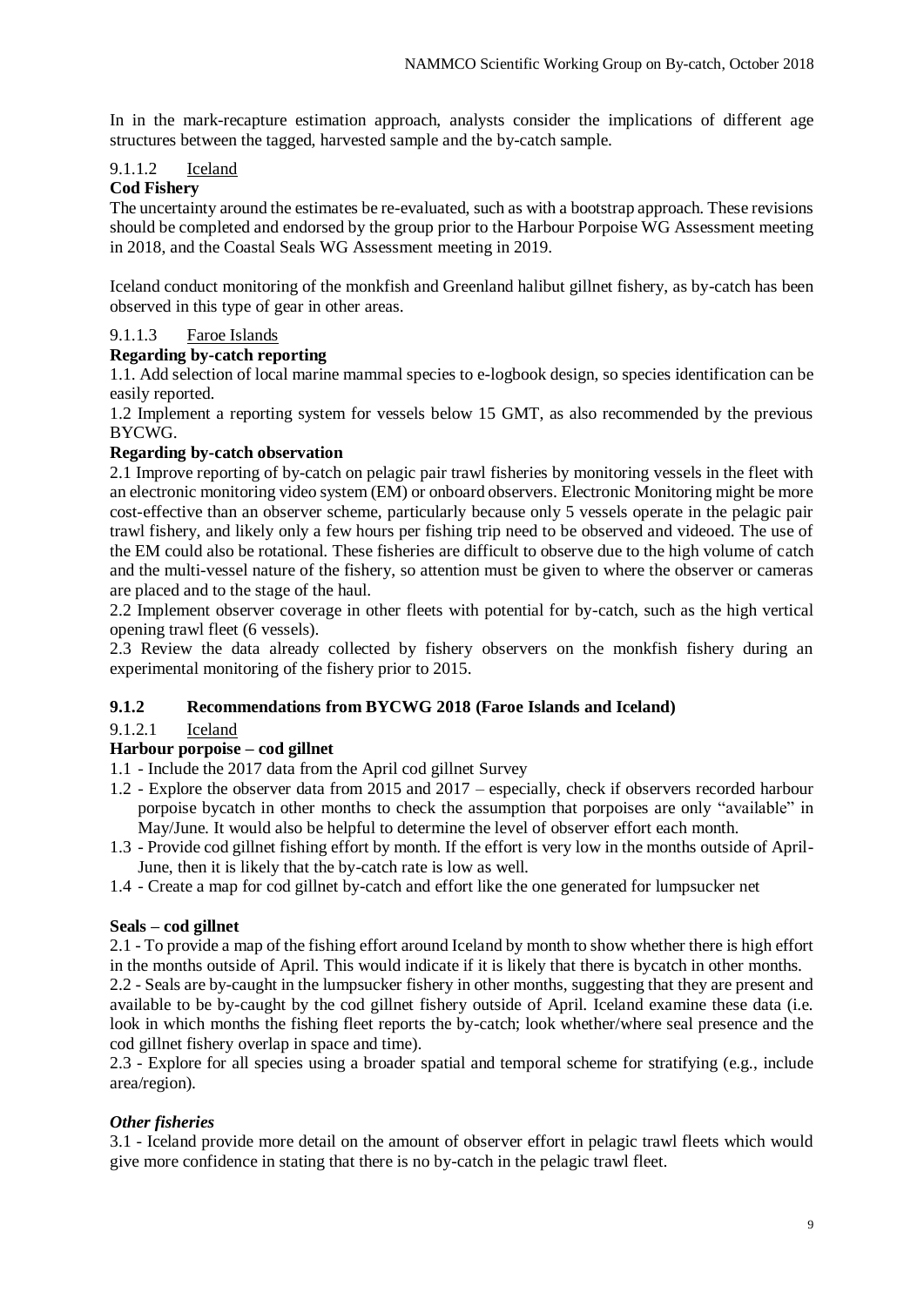In in the mark-recapture estimation approach, analysts consider the implications of different age structures between the tagged, harvested sample and the by-catch sample.

#### 9.1.1.2 Iceland

**Cod Fishery**

The uncertainty around the estimates be re-evaluated, such as with a bootstrap approach. These revisions should be completed and endorsed by the group prior to the Harbour Porpoise WG Assessment meeting in 2018, and the Coastal Seals WG Assessment meeting in 2019.

Iceland conduct monitoring of the monkfish and Greenland halibut gillnet fishery, as by-catch has been observed in this type of gear in other areas.

#### 9.1.1.3 Faroe Islands

**Regarding by-catch reporting**

1.1. Add selection of local marine mammal species to e-logbook design, so species identification can be easily reported.

1.2 Implement a reporting system for vessels below 15 GMT, as also recommended by the previous BYCWG.

**Regarding by-catch observation**

2.1 Improve reporting of by-catch on pelagic pair trawl fisheries by monitoring vessels in the fleet with an electronic monitoring video system (EM) or onboard observers. Electronic Monitoring might be more cost-effective than an observer scheme, particularly because only 5 vessels operate in the pelagic pair trawl fishery, and likely only a few hours per fishing trip need to be observed and videoed. The use of the EM could also be rotational. These fisheries are difficult to observe due to the high volume of catch and the multi-vessel nature of the fishery, so attention must be given to where the observer or cameras are placed and to the stage of the haul.

2.2 Implement observer coverage in other fleets with potential for by-catch, such as the high vertical opening trawl fleet (6 vessels).

2.3 Review the data already collected by fishery observers on the monkfish fishery during an experimental monitoring of the fishery prior to 2015.

### 9.1.2 Recommendations from BYCWG 2018 (Faroe Islands and Iceland)

#### 9.1.2.1 Iceland

**Harbour porpoise – cod gillnet**

1.1 - Include the 2017 data from the April cod gillnet Survey

1.2 - Explore the observer data from 2015 and 2017 – especially, check if observers recorded harbour porpoise bycatch in other months to check the assumption that porpoises are only "available" in May/June. It would also be helpful to determine the level of observer effort each month.

1.3 - Provide cod gillnet fishing effort by month. If the effort is very low in the months outside of April-June, then it is likely that the by-catch rate is low as well.

1.4 - Create a map for cod gillnet by-catch and effort like the one generated for lumpsucker net

**Seals – cod gillnet**

2.1 - To provide a map of the fishing effort around Iceland by month to show whether there is high effort in the months outside of April. This would indicate if it is likely that there is bycatch in other months.

2.2 - Seals are by-caught in the lumpsucker fishery in other months, suggesting that they are present and available to be by-caught by the cod gillnet fishery outside of April. Iceland examine these data (i.e. look in which months the fishing fleet reports the by-catch; look whether/where seal presence and the cod gillnet fishery overlap in space and time).

2.3 - Explore for all species using a broader spatial and temporal scheme for stratifying (e.g., include area/region).

***Other fisheries***

3.1 - Iceland provide more detail on the amount of observer effort in pelagic trawl fleets which would give more confidence in stating that there is no by-catch in the pelagic trawl fleet.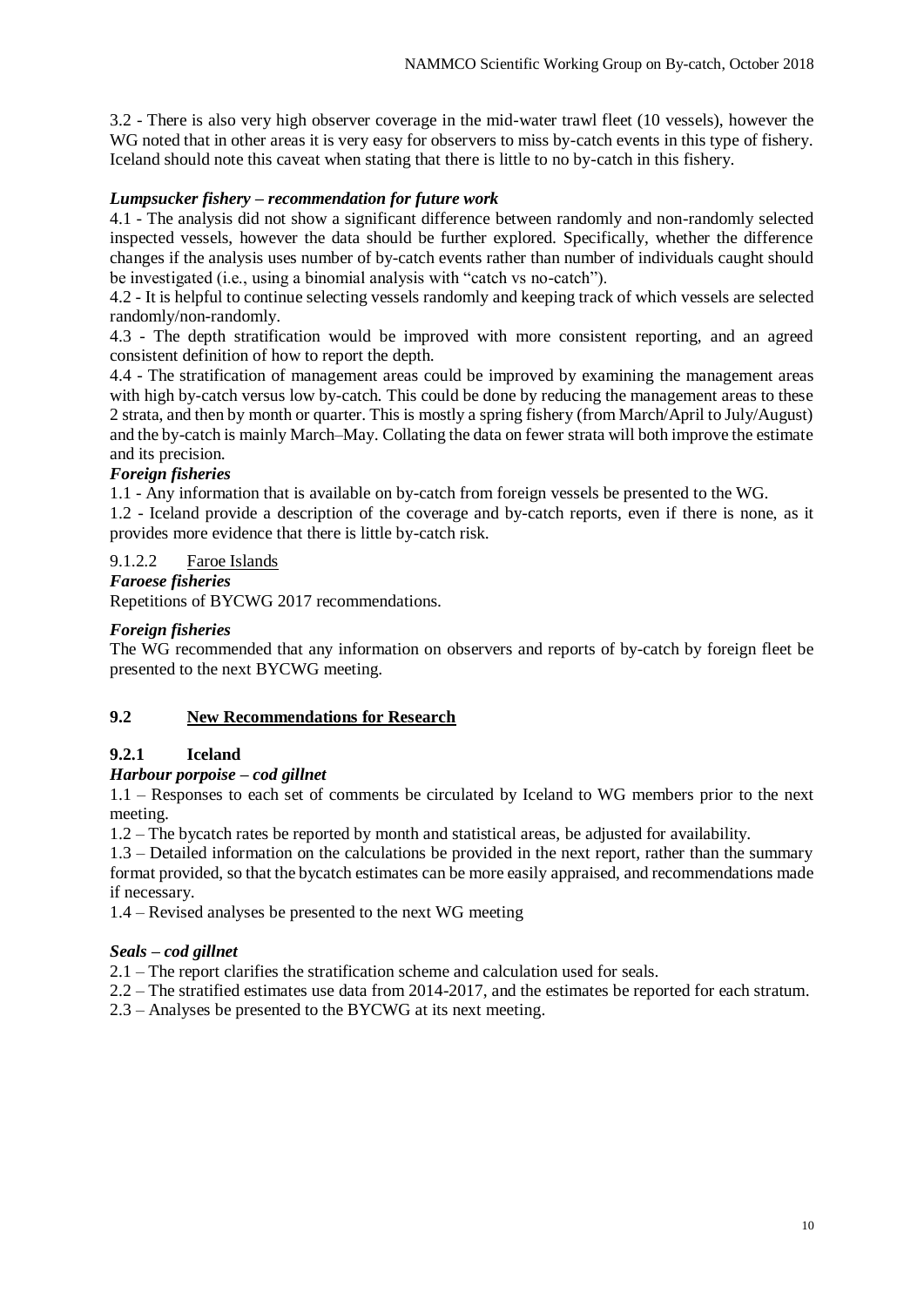3.2 - There is also very high observer coverage in the mid-water trawl fleet (10 vessels), however the WG noted that in other areas it is very easy for observers to miss by-catch events in this type of fishery. Iceland should note this caveat when stating that there is little to no by-catch in this fishery.

***Lumpsucker fishery – recommendation for future work***

4.1 - The analysis did not show a significant difference between randomly and non-randomly selected inspected vessels, however the data should be further explored. Specifically, whether the difference changes if the analysis uses number of by-catch events rather than number of individuals caught should be investigated (i.e., using a binomial analysis with "catch vs no-catch").

4.2 - It is helpful to continue selecting vessels randomly and keeping track of which vessels are selected randomly/non-randomly.

4.3 - The depth stratification would be improved with more consistent reporting, and an agreed consistent definition of how to report the depth.

4.4 - The stratification of management areas could be improved by examining the management areas with high by-catch versus low by-catch. This could be done by reducing the management areas to these 2 strata, and then by month or quarter. This is mostly a spring fishery (from March/April to July/August) and the by-catch is mainly March–May. Collating the data on fewer strata will both improve the estimate and its precision.

***Foreign fisheries***

1.1 - Any information that is available on by-catch from foreign vessels be presented to the WG.

1.2 - Iceland provide a description of the coverage and by-catch reports, even if there is none, as it provides more evidence that there is little by-catch risk.

#### 9.1.2.2 Faroe Islands

***Faroese fisheries***

Repetitions of BYCWG 2017 recommendations.

***Foreign fisheries***

The WG recommended that any information on observers and reports of by-catch by foreign fleet be presented to the next BYCWG meeting.

## 9.2 New Recommendations for Research

### 9.2.1 Iceland

***Harbour porpoise – cod gillnet***

1.1 – Responses to each set of comments be circulated by Iceland to WG members prior to the next meeting.

1.2 – The bycatch rates be reported by month and statistical areas, be adjusted for availability.

1.3 – Detailed information on the calculations be provided in the next report, rather than the summary format provided, so that the bycatch estimates can be more easily appraised, and recommendations made if necessary.

1.4 – Revised analyses be presented to the next WG meeting

***Seals – cod gillnet***

2.1 – The report clarifies the stratification scheme and calculation used for seals.

2.2 – The stratified estimates use data from 2014-2017, and the estimates be reported for each stratum.

2.3 – Analyses be presented to the BYCWG at its next meeting.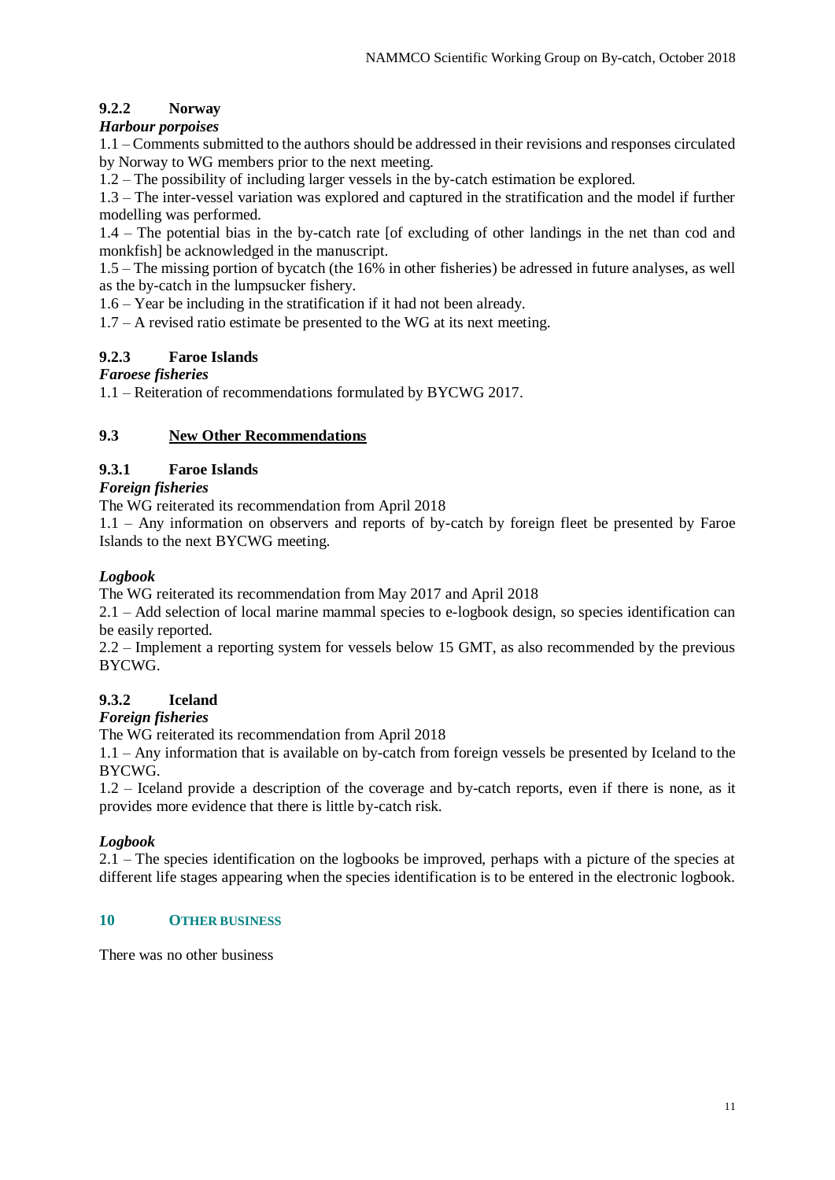### 9.2.2 Norway

*Harbour porpoises*

1.1 – Comments submitted to the authors should be addressed in their revisions and responses circulated by Norway to WG members prior to the next meeting.

1.2 – The possibility of including larger vessels in the by-catch estimation be explored.

1.3 – The inter-vessel variation was explored and captured in the stratification and the model if further modelling was performed.

1.4 – The potential bias in the by-catch rate [of excluding of other landings in the net than cod and monkfish] be acknowledged in the manuscript.

1.5 – The missing portion of bycatch (the 16% in other fisheries) be adressed in future analyses, as well as the by-catch in the lumpsucker fishery.

1.6 – Year be including in the stratification if it had not been already.

1.7 – A revised ratio estimate be presented to the WG at its next meeting.

### 9.2.3 Faroe Islands

*Faroese fisheries*

1.1 – Reiteration of recommendations formulated by BYCWG 2017.

## 9.3 New Other Recommendations

### 9.3.1 Faroe Islands

*Foreign fisheries*

The WG reiterated its recommendation from April 2018

1.1 – Any information on observers and reports of by-catch by foreign fleet be presented by Faroe Islands to the next BYCWG meeting.

*Logbook*

The WG reiterated its recommendation from May 2017 and April 2018

2.1 – Add selection of local marine mammal species to e-logbook design, so species identification can be easily reported.

2.2 – Implement a reporting system for vessels below 15 GMT, as also recommended by the previous BYCWG.

### 9.3.2 Iceland

*Foreign fisheries*

The WG reiterated its recommendation from April 2018

1.1 – Any information that is available on by-catch from foreign vessels be presented by Iceland to the BYCWG.

1.2 – Iceland provide a description of the coverage and by-catch reports, even if there is none, as it provides more evidence that there is little by-catch risk.

*Logbook*

2.1 – The species identification on the logbooks be improved, perhaps with a picture of the species at different life stages appearing when the species identification is to be entered in the electronic logbook.

## 10 OTHER BUSINESS

There was no other business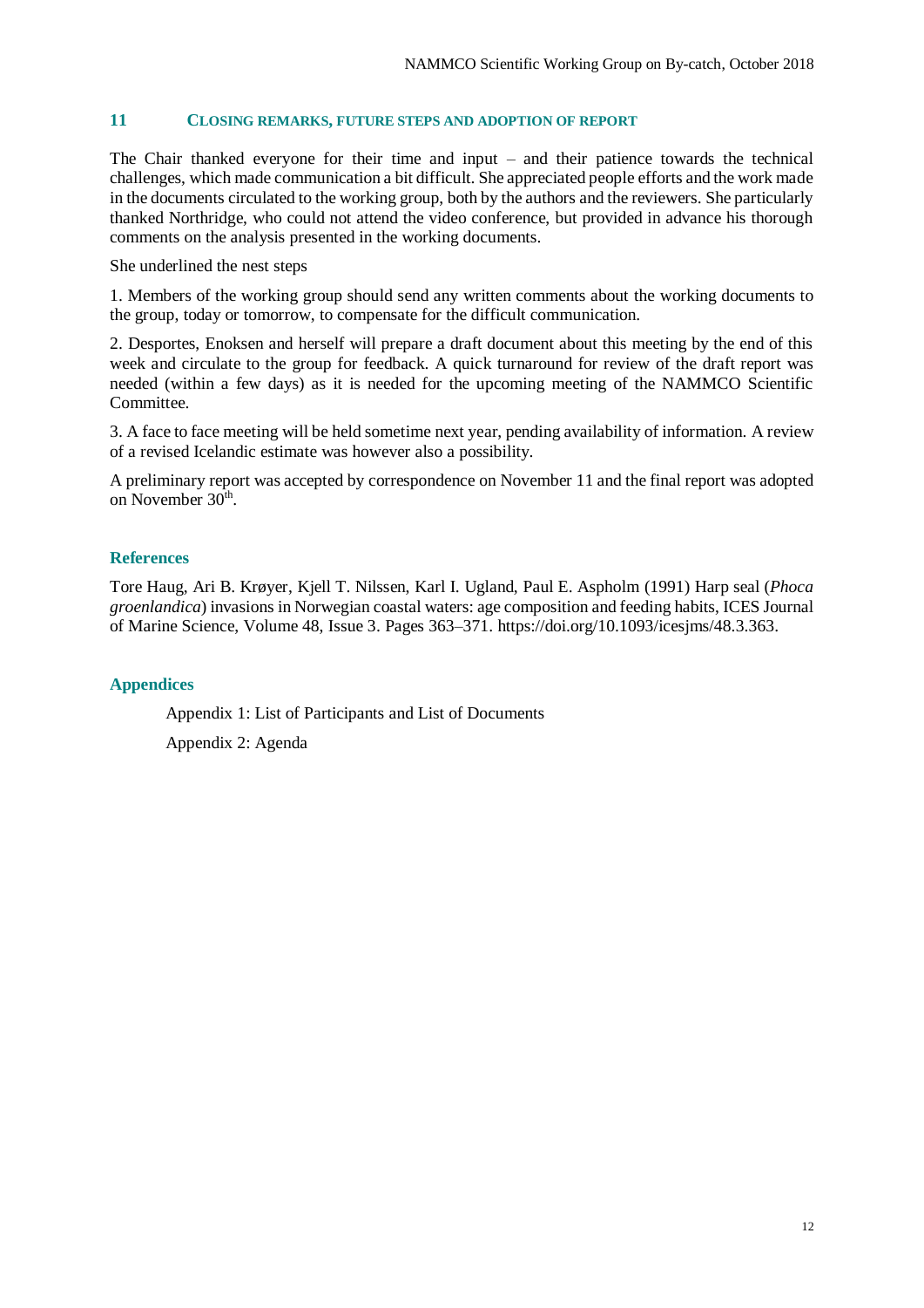## 11 CLOSING REMARKS, FUTURE STEPS AND ADOPTION OF REPORT

The Chair thanked everyone for their time and input – and their patience towards the technical challenges, which made communication a bit difficult. She appreciated people efforts and the work made in the documents circulated to the working group, both by the authors and the reviewers. She particularly thanked Northridge, who could not attend the video conference, but provided in advance his thorough comments on the analysis presented in the working documents.

She underlined the nest steps

1. Members of the working group should send any written comments about the working documents to the group, today or tomorrow, to compensate for the difficult communication.

2. Desportes, Enoksen and herself will prepare a draft document about this meeting by the end of this week and circulate to the group for feedback. A quick turnaround for review of the draft report was needed (within a few days) as it is needed for the upcoming meeting of the NAMMCO Scientific Committee.

3. A face to face meeting will be held sometime next year, pending availability of information. A review of a revised Icelandic estimate was however also a possibility.

A preliminary report was accepted by correspondence on November 11 and the final report was adopted on November 30th.

### References

Tore Haug, Ari B. Krøyer, Kjell T. Nilssen, Karl I. Ugland, Paul E. Aspholm (1991) Harp seal (*Phoca groenlandica*) invasions in Norwegian coastal waters: age composition and feeding habits, ICES Journal of Marine Science, Volume 48, Issue 3. Pages 363–371. https://doi.org/10.1093/icesjms/48.3.363.

### Appendices

Appendix 1: List of Participants and List of Documents

Appendix 2: Agenda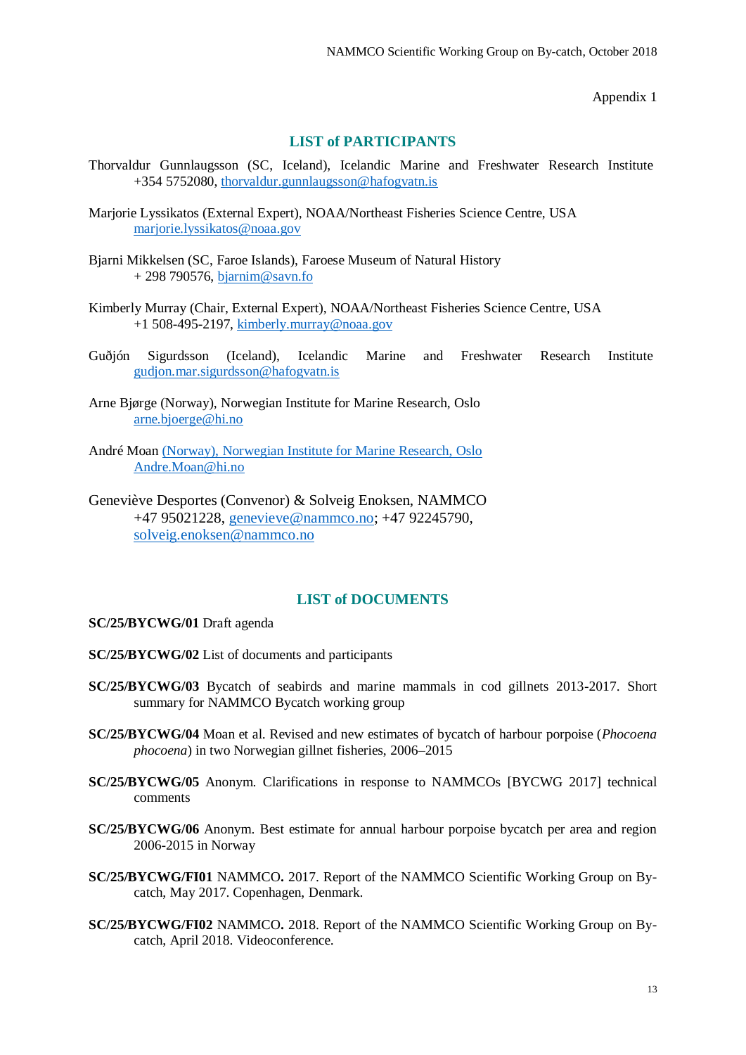Appendix 1

## LIST of PARTICIPANTS

Thorvaldur Gunnlaugsson (SC, Iceland), Icelandic Marine and Freshwater Research Institute
+354 5752080, thorvaldur.gunnlaugsson@hafogvatn.is

Marjorie Lyssikatos (External Expert), NOAA/Northeast Fisheries Science Centre, USA
marjorie.lyssikatos@noaa.gov

Bjarni Mikkelsen (SC, Faroe Islands), Faroese Museum of Natural History
+ 298 790576, bjarnim@savn.fo

Kimberly Murray (Chair, External Expert), NOAA/Northeast Fisheries Science Centre, USA
+1 508-495-2197, kimberly.murray@noaa.gov

Guðjón Sigurdsson (Iceland), Icelandic Marine and Freshwater Research Institute
gudjon.mar.sigurdsson@hafogvatn.is

Arne Bjørge (Norway), Norwegian Institute for Marine Research, Oslo
arne.bjoerge@hi.no

André Moan (Norway), Norwegian Institute for Marine Research, Oslo
Andre.Moan@hi.no

Geneviève Desportes (Convenor) & Solveig Enoksen, NAMMCO
+47 95021228, genevieve@nammco.no; +47 92245790,
solveig.enoksen@nammco.no

## LIST of DOCUMENTS

**SC/25/BYCWG/01** Draft agenda

**SC/25/BYCWG/02** List of documents and participants

**SC/25/BYCWG/03** Bycatch of seabirds and marine mammals in cod gillnets 2013-2017. Short summary for NAMMCO Bycatch working group

**SC/25/BYCWG/04** Moan et al. Revised and new estimates of bycatch of harbour porpoise (*Phocoena phocoena*) in two Norwegian gillnet fisheries, 2006–2015

**SC/25/BYCWG/05** Anonym. Clarifications in response to NAMMCOs [BYCWG 2017] technical comments

**SC/25/BYCWG/06** Anonym. Best estimate for annual harbour porpoise bycatch per area and region 2006-2015 in Norway

**SC/25/BYCWG/FI01** NAMMCO**.** 2017. Report of the NAMMCO Scientific Working Group on By-catch, May 2017. Copenhagen, Denmark.

**SC/25/BYCWG/FI02** NAMMCO**.** 2018. Report of the NAMMCO Scientific Working Group on By-catch, April 2018. Videoconference.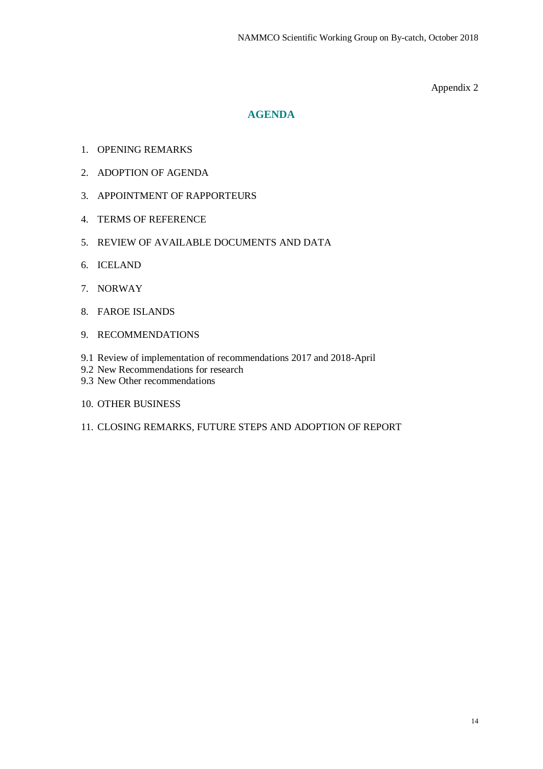Appendix 2

# AGENDA

1. OPENING REMARKS
2. ADOPTION OF AGENDA
3. APPOINTMENT OF RAPPORTEURS
4. TERMS OF REFERENCE
5. REVIEW OF AVAILABLE DOCUMENTS AND DATA
6. ICELAND
7. NORWAY
8. FAROE ISLANDS
9. RECOMMENDATIONS

9.1 Review of implementation of recommendations 2017 and 2018-April
9.2 New Recommendations for research
9.3 New Other recommendations

10. OTHER BUSINESS
11. CLOSING REMARKS, FUTURE STEPS AND ADOPTION OF REPORT